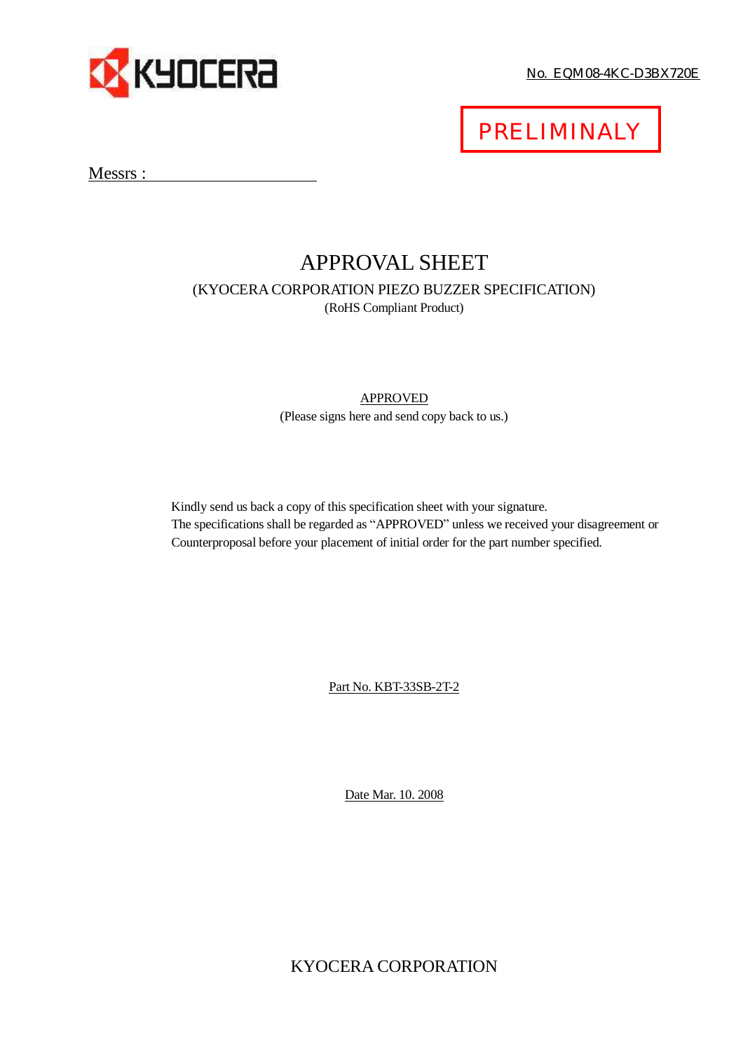KYOCERA

No. EQM08-4KC-D3BX720E

**PRELIMINALY**

Messrs : ______________________

# APPROVAL SHEET

(KYOCERA CORPORATION PIEZO BUZZER SPECIFICATION)

(RoHS Compliant Product)

APPROVED

(Please signs here and send copy back to us.)

Kindly send us back a copy of this specification sheet with your signature.
The specifications shall be regarded as "APPROVED" unless we received your disagreement or Counterproposal before your placement of initial order for the part number specified.

Part No. KBT-33SB-2T-2

Date Mar. 10. 2008

KYOCERA CORPORATION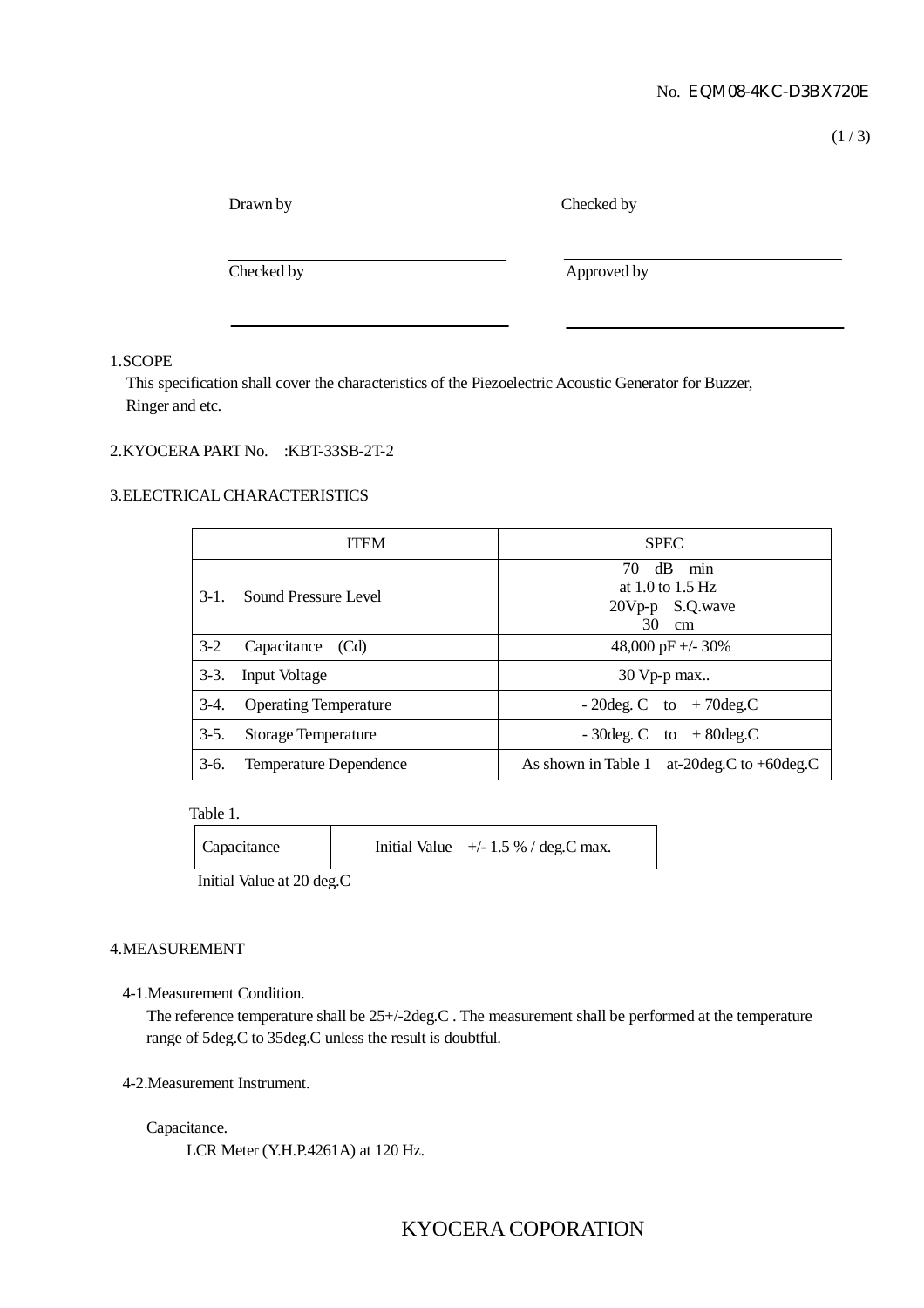No. EQM08-4KC-D3BX720E

| Drawn by | Checked by |
|---|---|
| | |
| **Checked by** | **Approved by** |
| | |

1.SCOPE

This specification shall cover the characteristics of the Piezoelectric Acoustic Generator for Buzzer, Ringer and etc.

2.KYOCERA PART No. :KBT-33SB-2T-2

3.ELECTRICAL CHARACTERISTICS

| | ITEM | SPEC |
|---|---|---|
| 3-1. | Sound Pressure Level | 70 dB min<br>at 1.0 to 1.5 Hz<br>20Vp-p S.Q.wave<br>30 cm |
| 3-2 | Capacitance (Cd) | 48,000 pF +/- 30% |
| 3-3. | Input Voltage | 30 Vp-p max.. |
| 3-4. | Operating Temperature | - 20deg. C to + 70deg.C |
| 3-5. | Storage Temperature | - 30deg. C to + 80deg.C |
| 3-6. | Temperature Dependence | As shown in Table 1 at-20deg.C to +60deg.C |

Table 1.

| Capacitance | Initial Value +/- 1.5 % / deg.C max. |
|---|---|

Initial Value at 20 deg.C

4.MEASUREMENT

4-1.Measurement Condition.

The reference temperature shall be 25+/-2deg.C . The measurement shall be performed at the temperature range of 5deg.C to 35deg.C unless the result is doubtful.

4-2.Measurement Instrument.

Capacitance.

LCR Meter (Y.H.P.4261A) at 120 Hz.

KYOCERA COPORATION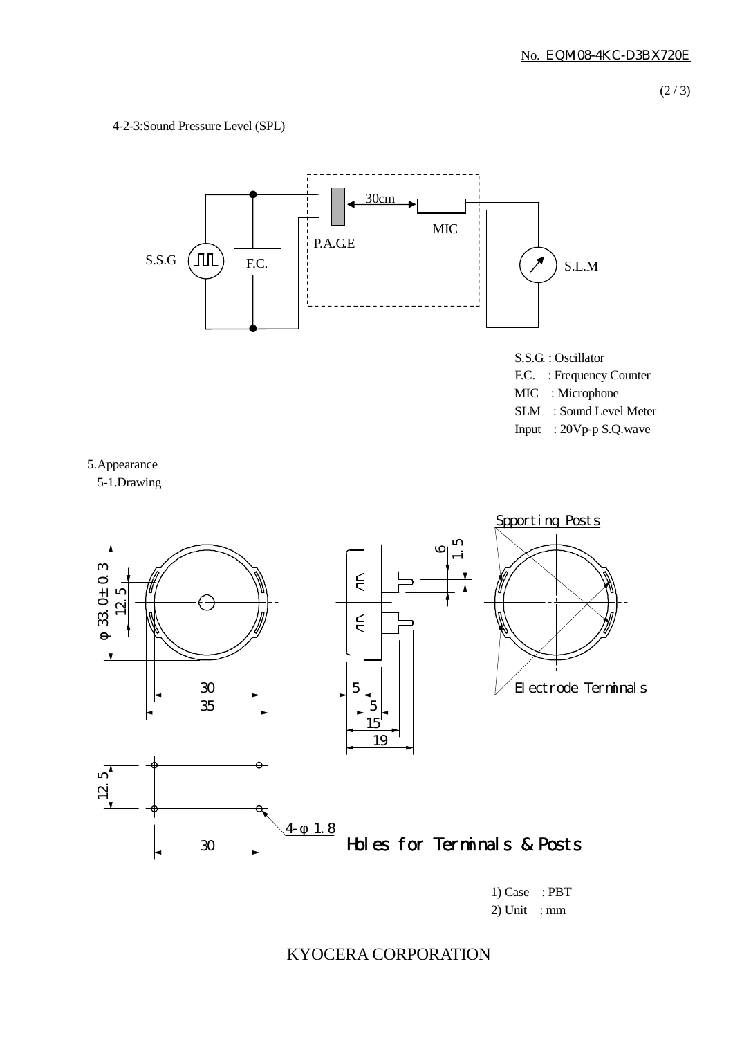4-2-3:Sound Pressure Level (SPL)

S.S.G. : Oscillator
F.C. : Frequency Counter
MIC : Microphone
SLM : Sound Level Meter
Input : 20Vp-p S.Q.wave

5.Appearance

5-1.Drawing

Holes for Terminals & Posts

1) Case : PBT
2) Unit : mm

KYOCERA CORPORATION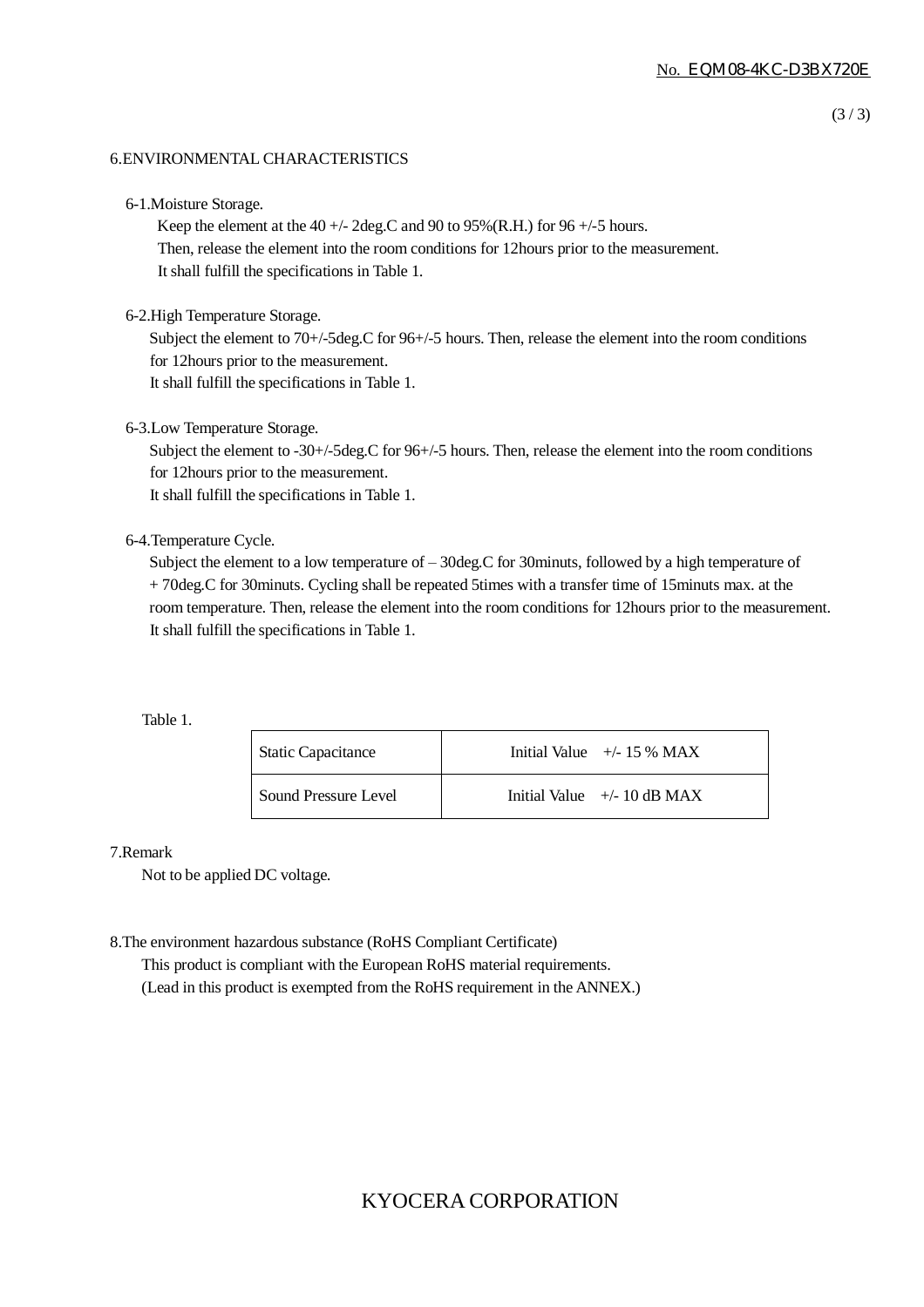## 6.ENVIRONMENTAL CHARACTERISTICS

### 6-1.Moisture Storage.

Keep the element at the 40 +/- 2deg.C and 90 to 95%(R.H.) for 96 +/-5 hours.
Then, release the element into the room conditions for 12hours prior to the measurement.
It shall fulfill the specifications in Table 1.

### 6-2.High Temperature Storage.

Subject the element to 70+/-5deg.C for 96+/-5 hours. Then, release the element into the room conditions for 12hours prior to the measurement.
It shall fulfill the specifications in Table 1.

### 6-3.Low Temperature Storage.

Subject the element to -30+/-5deg.C for 96+/-5 hours. Then, release the element into the room conditions for 12hours prior to the measurement.
It shall fulfill the specifications in Table 1.

### 6-4.Temperature Cycle.

Subject the element to a low temperature of – 30deg.C for 30minuts, followed by a high temperature of + 70deg.C for 30minuts. Cycling shall be repeated 5times with a transfer time of 15minuts max. at the room temperature. Then, release the element into the room conditions for 12hours prior to the measurement.
It shall fulfill the specifications in Table 1.

Table 1.

| | |
|---|---|
| Static Capacitance | Initial Value +/- 15 % MAX |
| Sound Pressure Level | Initial Value +/- 10 dB MAX |

## 7.Remark

Not to be applied DC voltage.

## 8.The environment hazardous substance (RoHS Compliant Certificate)

This product is compliant with the European RoHS material requirements.
(Lead in this product is exempted from the RoHS requirement in the ANNEX.)

KYOCERA CORPORATION